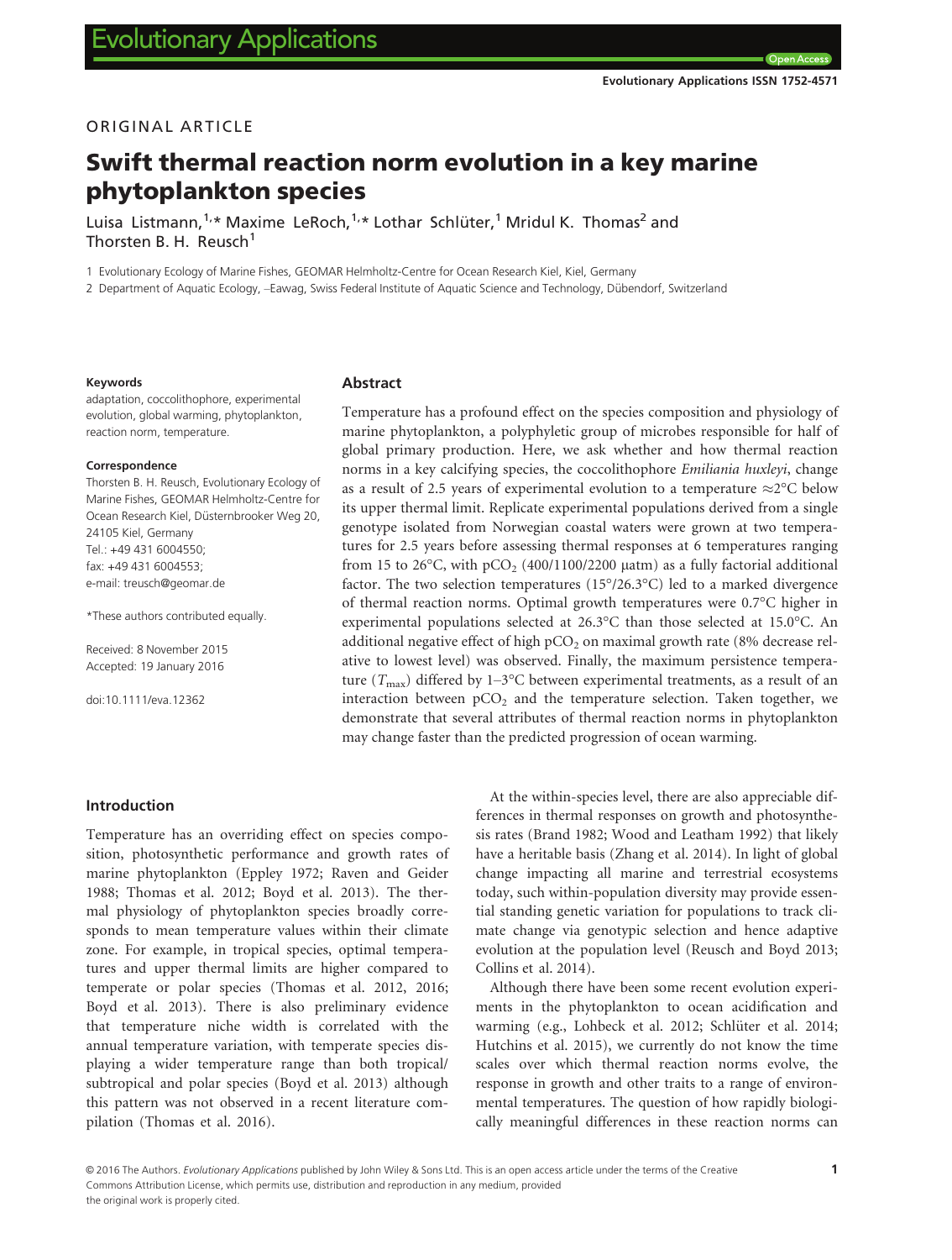ORIGINAL ARTICLE

# Swift thermal reaction norm evolution in a key marine phytoplankton species

Luisa Listmann,[1,*] Maxime LeRoch,[1,*] Lothar Schlüter,[1] Mridul K. Thomas[2] and Thorsten B. H. Reusch[1]

1 Evolutionary Ecology of Marine Fishes, GEOMAR Helmholtz-Centre for Ocean Research Kiel, Kiel, Germany

2 Department of Aquatic Ecology, –Eawag, Swiss Federal Institute of Aquatic Science and Technology, Dübendorf, Switzerland

**Keywords**

adaptation, coccolithophore, experimental evolution, global warming, phytoplankton, reaction norm, temperature.

**Correspondence**

Thorsten B. H. Reusch, Evolutionary Ecology of Marine Fishes, GEOMAR Helmholtz-Centre for Ocean Research Kiel, Düsternbrooker Weg 20, 24105 Kiel, Germany
Tel.: +49 431 6004550;
fax: +49 431 6004553;
e-mail: treusch@geomar.de

*These authors contributed equally.

Received: 8 November 2015
Accepted: 19 January 2016

doi:10.1111/eva.12362

## Abstract

Temperature has a profound effect on the species composition and physiology of marine phytoplankton, a polyphyletic group of microbes responsible for half of global primary production. Here, we ask whether and how thermal reaction norms in a key calcifying species, the coccolithophore *Emiliania huxleyi*, change as a result of 2.5 years of experimental evolution to a temperature ≈2°C below its upper thermal limit. Replicate experimental populations derived from a single genotype isolated from Norwegian coastal waters were grown at two temperatures for 2.5 years before assessing thermal responses at 6 temperatures ranging from 15 to 26°C, with $pCO_2$ (400/1100/2200 μatm) as a fully factorial additional factor. The two selection temperatures (15°/26.3°C) led to a marked divergence of thermal reaction norms. Optimal growth temperatures were 0.7°C higher in experimental populations selected at 26.3°C than those selected at 15.0°C. An additional negative effect of high $pCO_2$ on maximal growth rate (8% decrease relative to lowest level) was observed. Finally, the maximum persistence temperature ($T_{max}$) differed by 1–3°C between experimental treatments, as a result of an interaction between $pCO_2$ and the temperature selection. Taken together, we demonstrate that several attributes of thermal reaction norms in phytoplankton may change faster than the predicted progression of ocean warming.

## Introduction

Temperature has an overriding effect on species composition, photosynthetic performance and growth rates of marine phytoplankton (Eppley 1972; Raven and Geider 1988; Thomas et al. 2012; Boyd et al. 2013). The thermal physiology of phytoplankton species broadly corresponds to mean temperature values within their climate zone. For example, in tropical species, optimal temperatures and upper thermal limits are higher compared to temperate or polar species (Thomas et al. 2012, 2016; Boyd et al. 2013). There is also preliminary evidence that temperature niche width is correlated with the annual temperature variation, with temperate species displaying a wider temperature range than both tropical/subtropical and polar species (Boyd et al. 2013) although this pattern was not observed in a recent literature compilation (Thomas et al. 2016).

At the within-species level, there are also appreciable differences in thermal responses on growth and photosynthesis rates (Brand 1982; Wood and Leatham 1992) that likely have a heritable basis (Zhang et al. 2014). In light of global change impacting all marine and terrestrial ecosystems today, such within-population diversity may provide essential standing genetic variation for populations to track climate change via genotypic selection and hence adaptive evolution at the population level (Reusch and Boyd 2013; Collins et al. 2014).

Although there have been some recent evolution experiments in the phytoplankton to ocean acidification and warming (e.g., Lohbeck et al. 2012; Schlüter et al. 2014; Hutchins et al. 2015), we currently do not know the time scales over which thermal reaction norms evolve, the response in growth and other traits to a range of environmental temperatures. The question of how rapidly biologically meaningful differences in these reaction norms can

© 2016 The Authors. *Evolutionary Applications* published by John Wiley & Sons Ltd. This is an open access article under the terms of the Creative Commons Attribution License, which permits use, distribution and reproduction in any medium, provided the original work is properly cited.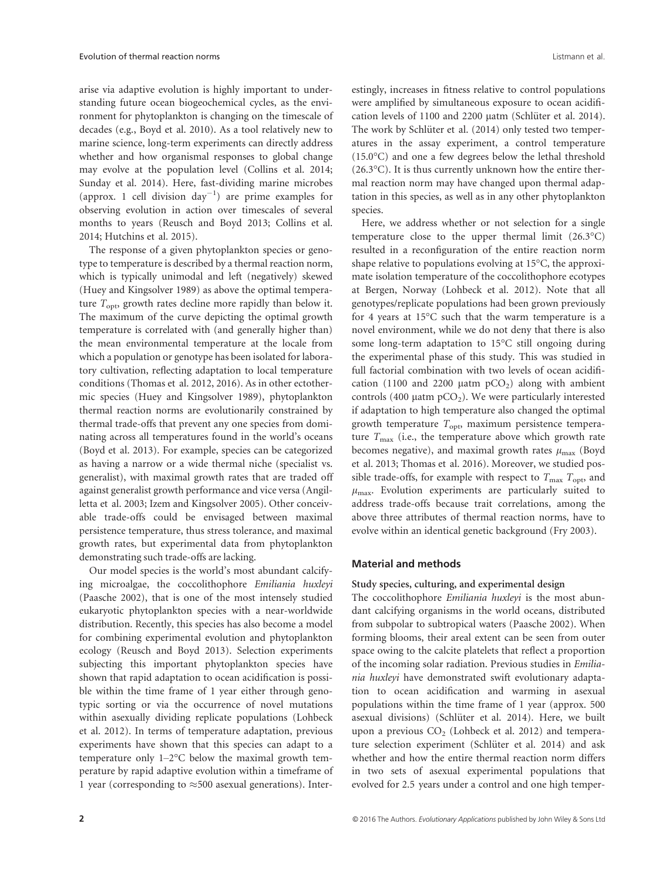arise via adaptive evolution is highly important to understanding future ocean biogeochemical cycles, as the environment for phytoplankton is changing on the timescale of decades (e.g., Boyd et al. 2010). As a tool relatively new to marine science, long-term experiments can directly address whether and how organismal responses to global change may evolve at the population level (Collins et al. 2014; Sunday et al. 2014). Here, fast-dividing marine microbes (approx. 1 cell division $day^{-1}$) are prime examples for observing evolution in action over timescales of several months to years (Reusch and Boyd 2013; Collins et al. 2014; Hutchins et al. 2015).

The response of a given phytoplankton species or genotype to temperature is described by a thermal reaction norm, which is typically unimodal and left (negatively) skewed (Huey and Kingsolver 1989) as above the optimal temperature $T_{opt}$, growth rates decline more rapidly than below it. The maximum of the curve depicting the optimal growth temperature is correlated with (and generally higher than) the mean environmental temperature at the locale from which a population or genotype has been isolated for laboratory cultivation, reflecting adaptation to local temperature conditions (Thomas et al. 2012, 2016). As in other ectothermic species (Huey and Kingsolver 1989), phytoplankton thermal reaction norms are evolutionarily constrained by thermal trade-offs that prevent any one species from dominating across all temperatures found in the world's oceans (Boyd et al. 2013). For example, species can be categorized as having a narrow or a wide thermal niche (specialist vs. generalist), with maximal growth rates that are traded off against generalist growth performance and vice versa (Angilletta et al. 2003; Izem and Kingsolver 2005). Other conceivable trade-offs could be envisaged between maximal persistence temperature, thus stress tolerance, and maximal growth rates, but experimental data from phytoplankton demonstrating such trade-offs are lacking.

Our model species is the world's most abundant calcifying microalgae, the coccolithophore *Emiliania huxleyi* (Paasche 2002), that is one of the most intensely studied eukaryotic phytoplankton species with a near-worldwide distribution. Recently, this species has also become a model for combining experimental evolution and phytoplankton ecology (Reusch and Boyd 2013). Selection experiments subjecting this important phytoplankton species have shown that rapid adaptation to ocean acidification is possible within the time frame of 1 year either through genotypic sorting or via the occurrence of novel mutations within asexually dividing replicate populations (Lohbeck et al. 2012). In terms of temperature adaptation, previous experiments have shown that this species can adapt to a temperature only 1–2°C below the maximal growth temperature by rapid adaptive evolution within a timeframe of 1 year (corresponding to ≈500 asexual generations). Interestingly, increases in fitness relative to control populations were amplified by simultaneous exposure to ocean acidification levels of 1100 and 2200 µatm (Schlüter et al. 2014). The work by Schlüter et al. (2014) only tested two temperatures in the assay experiment, a control temperature (15.0°C) and one a few degrees below the lethal threshold (26.3°C). It is thus currently unknown how the entire thermal reaction norm may have changed upon thermal adaptation in this species, as well as in any other phytoplankton species.

Here, we address whether or not selection for a single temperature close to the upper thermal limit (26.3°C) resulted in a reconfiguration of the entire reaction norm shape relative to populations evolving at 15°C, the approximate isolation temperature of the coccolithophore ecotypes at Bergen, Norway (Lohbeck et al. 2012). Note that all genotypes/replicate populations had been grown previously for 4 years at 15°C such that the warm temperature is a novel environment, while we do not deny that there is also some long-term adaptation to 15°C still ongoing during the experimental phase of this study. This was studied in full factorial combination with two levels of ocean acidification (1100 and 2200 µatm $pCO_2$) along with ambient controls (400 µatm $pCO_2$). We were particularly interested if adaptation to high temperature also changed the optimal growth temperature $T_{opt}$, maximum persistence temperature $T_{max}$ (i.e., the temperature above which growth rate becomes negative), and maximal growth rates $\mu_{max}$ (Boyd et al. 2013; Thomas et al. 2016). Moreover, we studied possible trade-offs, for example with respect to $T_{max}$ $T_{opt}$, and $\mu_{max}$. Evolution experiments are particularly suited to address trade-offs because trait correlations, among the above three attributes of thermal reaction norms, have to evolve within an identical genetic background (Fry 2003).

## Material and methods

### Study species, culturing, and experimental design

The coccolithophore *Emiliania huxleyi* is the most abundant calcifying organisms in the world oceans, distributed from subpolar to subtropical waters (Paasche 2002). When forming blooms, their areal extent can be seen from outer space owing to the calcite platelets that reflect a proportion of the incoming solar radiation. Previous studies in *Emiliania huxleyi* have demonstrated swift evolutionary adaptation to ocean acidification and warming in asexual populations within the time frame of 1 year (approx. 500 asexual divisions) (Schlüter et al. 2014). Here, we built upon a previous $CO_2$ (Lohbeck et al. 2012) and temperature selection experiment (Schlüter et al. 2014) and ask whether and how the entire thermal reaction norm differs in two sets of asexual experimental populations that evolved for 2.5 years under a control and one high temper-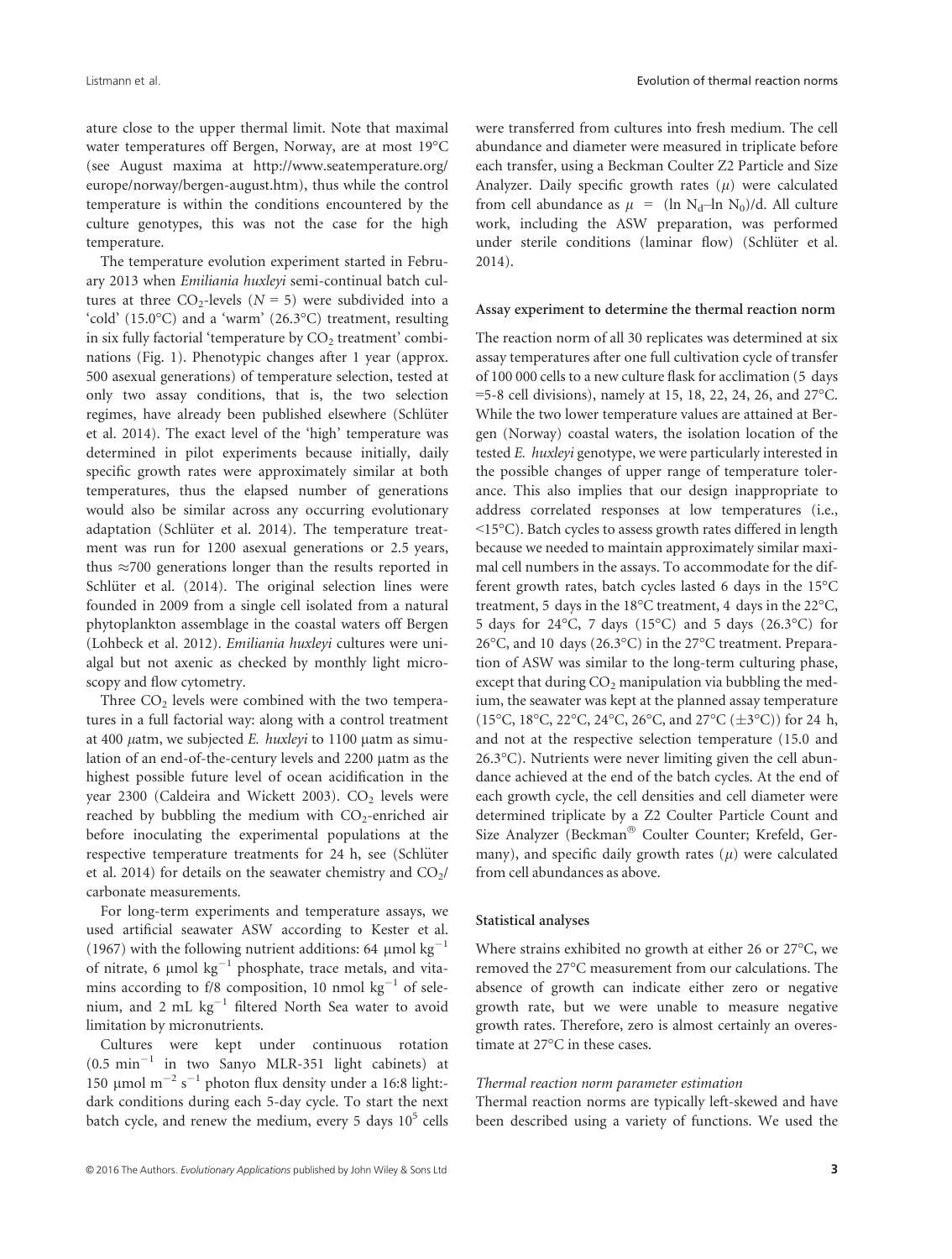ature close to the upper thermal limit. Note that maximal water temperatures off Bergen, Norway, are at most 19°C (see August maxima at http://www.seatemperature.org/europe/norway/bergen-august.htm), thus while the control temperature is within the conditions encountered by the culture genotypes, this was not the case for the high temperature.

The temperature evolution experiment started in February 2013 when *Emiliania huxleyi* semi-continual batch cultures at three $CO_2$-levels ($N = 5$) were subdivided into a 'cold' (15.0°C) and a 'warm' (26.3°C) treatment, resulting in six fully factorial 'temperature by $CO_2$ treatment' combinations (Fig. 1). Phenotypic changes after 1 year (approx. 500 asexual generations) of temperature selection, tested at only two assay conditions, that is, the two selection regimes, have already been published elsewhere (Schlüter et al. 2014). The exact level of the 'high' temperature was determined in pilot experiments because initially, daily specific growth rates were approximately similar at both temperatures, thus the elapsed number of generations would also be similar across any occurring evolutionary adaptation (Schlüter et al. 2014). The temperature treatment was run for 1200 asexual generations or 2.5 years, thus ≈700 generations longer than the results reported in Schlüter et al. (2014). The original selection lines were founded in 2009 from a single cell isolated from a natural phytoplankton assemblage in the coastal waters off Bergen (Lohbeck et al. 2012). *Emiliania huxleyi* cultures were unialgal but not axenic as checked by monthly light microscopy and flow cytometry.

Three $CO_2$ levels were combined with the two temperatures in a full factorial way: along with a control treatment at 400 μatm, we subjected *E. huxleyi* to 1100 μatm as simulation of an end-of-the-century levels and 2200 μatm as the highest possible future level of ocean acidification in the year 2300 (Caldeira and Wickett 2003). $CO_2$ levels were reached by bubbling the medium with $CO_2$-enriched air before inoculating the experimental populations at the respective temperature treatments for 24 h, see (Schlüter et al. 2014) for details on the seawater chemistry and $CO_2$/carbonate measurements.

For long-term experiments and temperature assays, we used artificial seawater ASW according to Kester et al. (1967) with the following nutrient additions: 64 $\mu$mol kg$^{-1}$ of nitrate, 6 $\mu$mol kg$^{-1}$ phosphate, trace metals, and vitamins according to f/8 composition, 10 nmol kg$^{-1}$ of selenium, and 2 mL kg$^{-1}$ filtered North Sea water to avoid limitation by micronutrients.

Cultures were kept under continuous rotation (0.5 min$^{-1}$ in two Sanyo MLR-351 light cabinets) at 150 $\mu$mol m$^{-2}$ s$^{-1}$ photon flux density under a 16:8 light:-dark conditions during each 5-day cycle. To start the next batch cycle, and renew the medium, every 5 days $10^5$ cells were transferred from cultures into fresh medium. The cell abundance and diameter were measured in triplicate before each transfer, using a Beckman Coulter Z2 Particle and Size Analyzer. Daily specific growth rates ($\mu$) were calculated from cell abundance as $\mu = (\ln N_d - \ln N_0)/d$. All culture work, including the ASW preparation, was performed under sterile conditions (laminar flow) (Schlüter et al. 2014).

#### Assay experiment to determine the thermal reaction norm

The reaction norm of all 30 replicates was determined at six assay temperatures after one full cultivation cycle of transfer of 100 000 cells to a new culture flask for acclimation (5 days =5-8 cell divisions), namely at 15, 18, 22, 24, 26, and 27°C. While the two lower temperature values are attained at Bergen (Norway) coastal waters, the isolation location of the tested *E. huxleyi* genotype, we were particularly interested in the possible changes of upper range of temperature tolerance. This also implies that our design inappropriate to address correlated responses at low temperatures (i.e., <15°C). Batch cycles to assess growth rates differed in length because we needed to maintain approximately similar maximal cell numbers in the assays. To accommodate for the different growth rates, batch cycles lasted 6 days in the 15°C treatment, 5 days in the 18°C treatment, 4 days in the 22°C, 5 days for 24°C, 7 days (15°C) and 5 days (26.3°C) for 26°C, and 10 days (26.3°C) in the 27°C treatment. Preparation of ASW was similar to the long-term culturing phase, except that during $CO_2$ manipulation via bubbling the medium, the seawater was kept at the planned assay temperature (15°C, 18°C, 22°C, 24°C, 26°C, and 27°C (±3°C)) for 24 h, and not at the respective selection temperature (15.0 and 26.3°C). Nutrients were never limiting given the cell abundance achieved at the end of the batch cycles. At the end of each growth cycle, the cell densities and cell diameter were determined triplicate by a Z2 Coulter Particle Count and Size Analyzer (Beckman® Coulter Counter; Krefeld, Germany), and specific daily growth rates ($\mu$) were calculated from cell abundances as above.

#### Statistical analyses

Where strains exhibited no growth at either 26 or 27°C, we removed the 27°C measurement from our calculations. The absence of growth can indicate either zero or negative growth rate, but we were unable to measure negative growth rates. Therefore, zero is almost certainly an overestimate at 27°C in these cases.

##### *Thermal reaction norm parameter estimation*

Thermal reaction norms are typically left-skewed and have been described using a variety of functions. We used the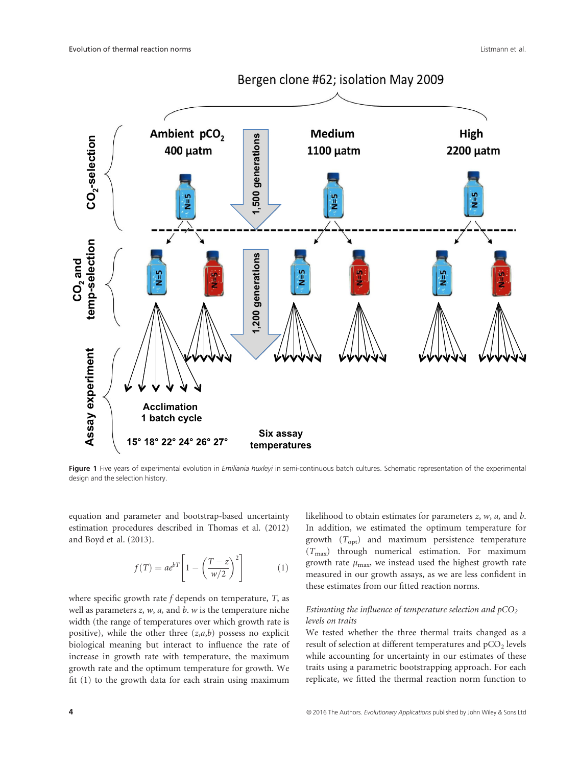**Figure 1** Five years of experimental evolution in *Emiliania huxleyi* in semi-continuous batch cultures. Schematic representation of the experimental design and the selection history.

equation and parameter and bootstrap-based uncertainty estimation procedures described in Thomas et al. (2012) and Boyd et al. (2013).

$$f(T) = ae^{bT}\left[1 - \left(\frac{T-z}{w/2}\right)^2\right] \quad (1)$$

where specific growth rate $f$ depends on temperature, $T$, as well as parameters $z$, $w$, $a$, and $b$. $w$ is the temperature niche width (the range of temperatures over which growth rate is positive), while the other three ($z$,$a$,$b$) possess no explicit biological meaning but interact to influence the rate of increase in growth rate with temperature, the maximum growth rate and the optimum temperature for growth. We fit (1) to the growth data for each strain using maximum likelihood to obtain estimates for parameters $z$, $w$, $a$, and $b$. In addition, we estimated the optimum temperature for growth ($T_{opt}$) and maximum persistence temperature ($T_{max}$) through numerical estimation. For maximum growth rate $\mu_{max}$, we instead used the highest growth rate measured in our growth assays, as we are less confident in these estimates from our fitted reaction norms.

### *Estimating the influence of temperature selection and $pCO_2$ levels on traits*

We tested whether the three thermal traits changed as a result of selection at different temperatures and $pCO_2$ levels while accounting for uncertainty in our estimates of these traits using a parametric bootstrapping approach. For each replicate, we fitted the thermal reaction norm function to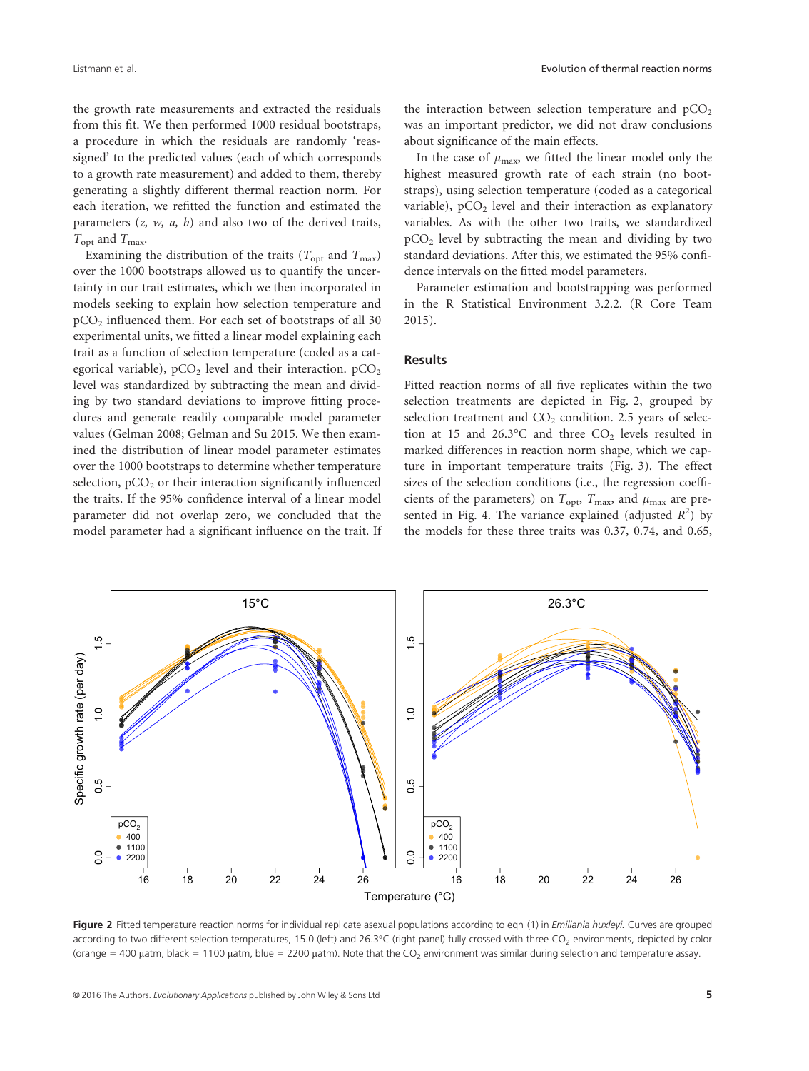the growth rate measurements and extracted the residuals from this fit. We then performed 1000 residual bootstraps, a procedure in which the residuals are randomly 'reassigned' to the predicted values (each of which corresponds to a growth rate measurement) and added to them, thereby generating a slightly different thermal reaction norm. For each iteration, we refitted the function and estimated the parameters ($z$, $w$, $a$, $b$) and also two of the derived traits, $T_{opt}$ and $T_{max}$.

Examining the distribution of the traits ($T_{opt}$ and $T_{max}$) over the 1000 bootstraps allowed us to quantify the uncertainty in our trait estimates, which we then incorporated in models seeking to explain how selection temperature and $pCO_2$ influenced them. For each set of bootstraps of all 30 experimental units, we fitted a linear model explaining each trait as a function of selection temperature (coded as a categorical variable), $pCO_2$ level and their interaction. $pCO_2$ level was standardized by subtracting the mean and dividing by two standard deviations to improve fitting procedures and generate readily comparable model parameter values (Gelman 2008; Gelman and Su 2015. We then examined the distribution of linear model parameter estimates over the 1000 bootstraps to determine whether temperature selection, $pCO_2$ or their interaction significantly influenced the traits. If the 95% confidence interval of a linear model parameter did not overlap zero, we concluded that the model parameter had a significant influence on the trait. If the interaction between selection temperature and $pCO_2$ was an important predictor, we did not draw conclusions about significance of the main effects.

In the case of $\mu_{max}$, we fitted the linear model only the highest measured growth rate of each strain (no bootstraps), using selection temperature (coded as a categorical variable), $pCO_2$ level and their interaction as explanatory variables. As with the other two traits, we standardized $pCO_2$ level by subtracting the mean and dividing by two standard deviations. After this, we estimated the 95% confidence intervals on the fitted model parameters.

Parameter estimation and bootstrapping was performed in the R Statistical Environment 3.2.2. (R Core Team 2015).

## Results

Fitted reaction norms of all five replicates within the two selection treatments are depicted in Fig. 2, grouped by selection treatment and $CO_2$ condition. 2.5 years of selection at 15 and 26.3°C and three $CO_2$ levels resulted in marked differences in reaction norm shape, which we capture in important temperature traits (Fig. 3). The effect sizes of the selection conditions (i.e., the regression coefficients of the parameters) on $T_{opt}$, $T_{max}$, and $\mu_{max}$ are presented in Fig. 4. The variance explained (adjusted $R^2$) by the models for these three traits was 0.37, 0.74, and 0.65,

**Figure 2** Fitted temperature reaction norms for individual replicate asexual populations according to eqn (1) in *Emiliania huxleyi.* Curves are grouped according to two different selection temperatures, 15.0 (left) and 26.3°C (right panel) fully crossed with three $CO_2$ environments, depicted by color (orange = 400 μatm, black = 1100 μatm, blue = 2200 μatm). Note that the $CO_2$ environment was similar during selection and temperature assay.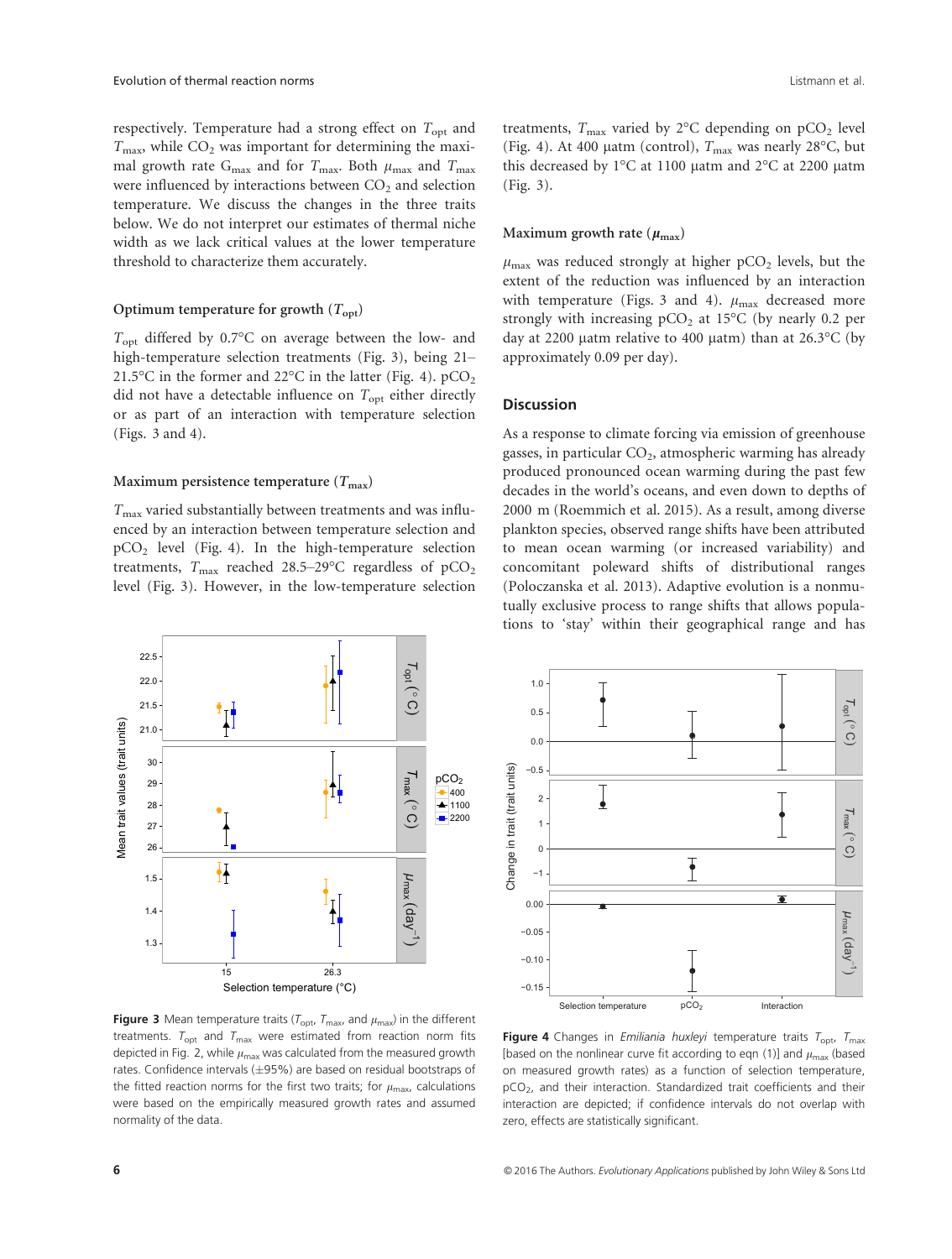respectively. Temperature had a strong effect on $T_{opt}$ and $T_{max}$, while $CO_2$ was important for determining the maximal growth rate $G_{max}$ and for $T_{max}$. Both $\mu_{max}$ and $T_{max}$ were influenced by interactions between $CO_2$ and selection temperature. We discuss the changes in the three traits below. We do not interpret our estimates of thermal niche width as we lack critical values at the lower temperature threshold to characterize them accurately.

### Optimum temperature for growth ($T_{opt}$)

$T_{opt}$ differed by 0.7°C on average between the low- and high-temperature selection treatments (Fig. 3), being 21–21.5°C in the former and 22°C in the latter (Fig. 4). $pCO_2$ did not have a detectable influence on $T_{opt}$ either directly or as part of an interaction with temperature selection (Figs. 3 and 4).

### Maximum persistence temperature ($T_{max}$)

$T_{max}$ varied substantially between treatments and was influenced by an interaction between temperature selection and $pCO_2$ level (Fig. 4). In the high-temperature selection treatments, $T_{max}$ reached 28.5–29°C regardless of $pCO_2$ level (Fig. 3). However, in the low-temperature selection treatments, $T_{max}$ varied by 2°C depending on $pCO_2$ level (Fig. 4). At 400 μatm (control), $T_{max}$ was nearly 28°C, but this decreased by 1°C at 1100 μatm and 2°C at 2200 μatm (Fig. 3).

### Maximum growth rate ($\mu_{max}$)

$\mu_{max}$ was reduced strongly at higher $pCO_2$ levels, but the extent of the reduction was influenced by an interaction with temperature (Figs. 3 and 4). $\mu_{max}$ decreased more strongly with increasing $pCO_2$ at 15°C (by nearly 0.2 per day at 2200 μatm relative to 400 μatm) than at 26.3°C (by approximately 0.09 per day).

**Figure 3** Mean temperature traits ($T_{opt}$, $T_{max}$, and $\mu_{max}$) in the different treatments. $T_{opt}$ and $T_{max}$ were estimated from reaction norm fits depicted in Fig. 2, while $\mu_{max}$ was calculated from the measured growth rates. Confidence intervals (±95%) are based on residual bootstraps of the fitted reaction norms for the first two traits; for $\mu_{max}$, calculations were based on the empirically measured growth rates and assumed normality of the data.

**Figure 4** Changes in *Emiliania huxleyi* temperature traits $T_{opt}$, $T_{max}$ [based on the nonlinear curve fit according to eqn (1)] and $\mu_{max}$ (based on measured growth rates) as a function of selection temperature, $pCO_2$, and their interaction. Standardized trait coefficients and their interaction are depicted; if confidence intervals do not overlap with zero, effects are statistically significant.

## Discussion

As a response to climate forcing via emission of greenhouse gasses, in particular $CO_2$, atmospheric warming has already produced pronounced ocean warming during the past few decades in the world's oceans, and even down to depths of 2000 m (Roemmich et al. 2015). As a result, among diverse plankton species, observed range shifts have been attributed to mean ocean warming (or increased variability) and concomitant poleward shifts of distributional ranges (Poloczanska et al. 2013). Adaptive evolution is a nonmutually exclusive process to range shifts that allows populations to 'stay' within their geographical range and has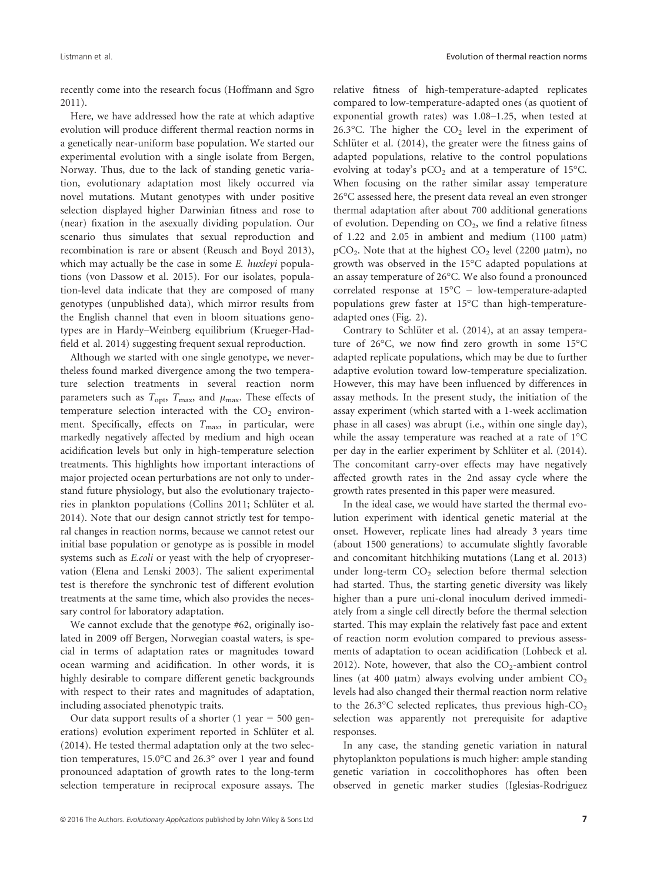recently come into the research focus (Hoffmann and Sgro 2011).

Here, we have addressed how the rate at which adaptive evolution will produce different thermal reaction norms in a genetically near-uniform base population. We started our experimental evolution with a single isolate from Bergen, Norway. Thus, due to the lack of standing genetic variation, evolutionary adaptation most likely occurred via novel mutations. Mutant genotypes with under positive selection displayed higher Darwinian fitness and rose to (near) fixation in the asexually dividing population. Our scenario thus simulates that sexual reproduction and recombination is rare or absent (Reusch and Boyd 2013), which may actually be the case in some *E. huxleyi* populations (von Dassow et al. 2015). For our isolates, population-level data indicate that they are composed of many genotypes (unpublished data), which mirror results from the English channel that even in bloom situations genotypes are in Hardy–Weinberg equilibrium (Krueger-Hadfield et al. 2014) suggesting frequent sexual reproduction.

Although we started with one single genotype, we nevertheless found marked divergence among the two temperature selection treatments in several reaction norm parameters such as $T_{opt}$, $T_{max}$, and $\mu_{max}$. These effects of temperature selection interacted with the $CO_2$ environment. Specifically, effects on $T_{max}$, in particular, were markedly negatively affected by medium and high ocean acidification levels but only in high-temperature selection treatments. This highlights how important interactions of major projected ocean perturbations are not only to understand future physiology, but also the evolutionary trajectories in plankton populations (Collins 2011; Schlüter et al. 2014). Note that our design cannot strictly test for temporal changes in reaction norms, because we cannot retest our initial base population or genotype as is possible in model systems such as *E.coli* or yeast with the help of cryopreservation (Elena and Lenski 2003). The salient experimental test is therefore the synchronic test of different evolution treatments at the same time, which also provides the necessary control for laboratory adaptation.

We cannot exclude that the genotype #62, originally isolated in 2009 off Bergen, Norwegian coastal waters, is special in terms of adaptation rates or magnitudes toward ocean warming and acidification. In other words, it is highly desirable to compare different genetic backgrounds with respect to their rates and magnitudes of adaptation, including associated phenotypic traits.

Our data support results of a shorter (1 year = 500 generations) evolution experiment reported in Schlüter et al. (2014). He tested thermal adaptation only at the two selection temperatures, 15.0°C and 26.3° over 1 year and found pronounced adaptation of growth rates to the long-term selection temperature in reciprocal exposure assays. The relative fitness of high-temperature-adapted replicates compared to low-temperature-adapted ones (as quotient of exponential growth rates) was 1.08–1.25, when tested at 26.3°C. The higher the $CO_2$ level in the experiment of Schlüter et al. (2014), the greater were the fitness gains of adapted populations, relative to the control populations evolving at today's $pCO_2$ and at a temperature of 15°C. When focusing on the rather similar assay temperature 26°C assessed here, the present data reveal an even stronger thermal adaptation after about 700 additional generations of evolution. Depending on $CO_2$, we find a relative fitness of 1.22 and 2.05 in ambient and medium (1100 μatm) $pCO_2$. Note that at the highest $CO_2$ level (2200 μatm), no growth was observed in the 15°C adapted populations at an assay temperature of 26°C. We also found a pronounced correlated response at 15°C – low-temperature-adapted populations grew faster at 15°C than high-temperature-adapted ones (Fig. 2).

Contrary to Schlüter et al. (2014), at an assay temperature of 26°C, we now find zero growth in some 15°C adapted replicate populations, which may be due to further adaptive evolution toward low-temperature specialization. However, this may have been influenced by differences in assay methods. In the present study, the initiation of the assay experiment (which started with a 1-week acclimation phase in all cases) was abrupt (i.e., within one single day), while the assay temperature was reached at a rate of 1°C per day in the earlier experiment by Schlüter et al. (2014). The concomitant carry-over effects may have negatively affected growth rates in the 2nd assay cycle where the growth rates presented in this paper were measured.

In the ideal case, we would have started the thermal evolution experiment with identical genetic material at the onset. However, replicate lines had already 3 years time (about 1500 generations) to accumulate slightly favorable and concomitant hitchhiking mutations (Lang et al. 2013) under long-term $CO_2$ selection before thermal selection had started. Thus, the starting genetic diversity was likely higher than a pure uni-clonal inoculum derived immediately from a single cell directly before the thermal selection started. This may explain the relatively fast pace and extent of reaction norm evolution compared to previous assessments of adaptation to ocean acidification (Lohbeck et al. 2012). Note, however, that also the $CO_2$-ambient control lines (at 400 μatm) always evolving under ambient $CO_2$ levels had also changed their thermal reaction norm relative to the 26.3°C selected replicates, thus previous high-$CO_2$ selection was apparently not prerequisite for adaptive responses.

In any case, the standing genetic variation in natural phytoplankton populations is much higher: ample standing genetic variation in coccolithophores has often been observed in genetic marker studies (Iglesias-Rodriguez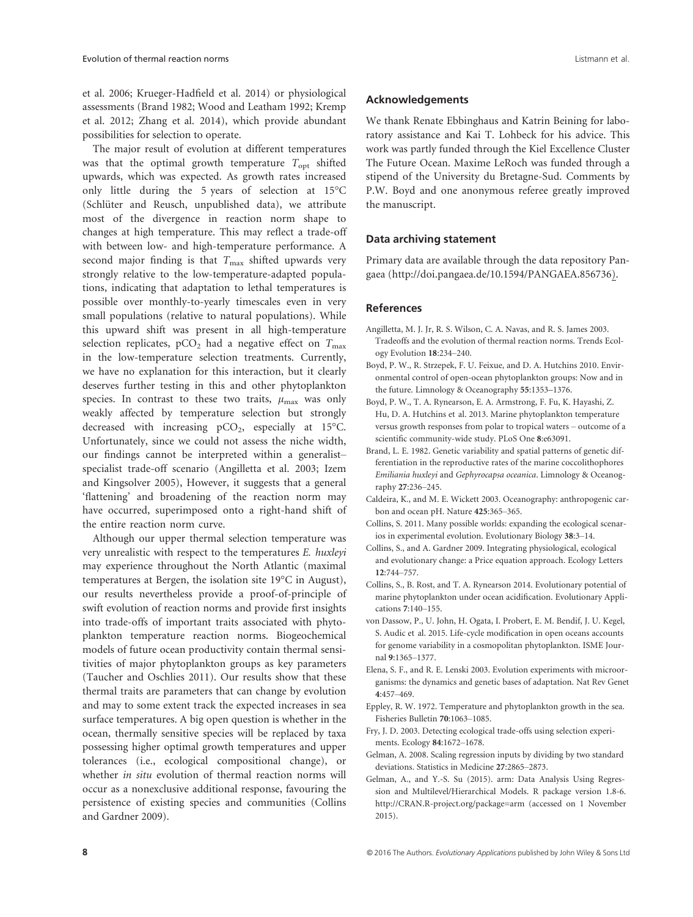et al. 2006; Krueger-Hadfield et al. 2014) or physiological assessments (Brand 1982; Wood and Leatham 1992; Kremp et al. 2012; Zhang et al. 2014), which provide abundant possibilities for selection to operate.

The major result of evolution at different temperatures was that the optimal growth temperature $T_{opt}$ shifted upwards, which was expected. As growth rates increased only little during the 5 years of selection at 15°C (Schlüter and Reusch, unpublished data), we attribute most of the divergence in reaction norm shape to changes at high temperature. This may reflect a trade-off with between low- and high-temperature performance. A second major finding is that $T_{max}$ shifted upwards very strongly relative to the low-temperature-adapted populations, indicating that adaptation to lethal temperatures is possible over monthly-to-yearly timescales even in very small populations (relative to natural populations). While this upward shift was present in all high-temperature selection replicates, $pCO_2$ had a negative effect on $T_{max}$ in the low-temperature selection treatments. Currently, we have no explanation for this interaction, but it clearly deserves further testing in this and other phytoplankton species. In contrast to these two traits, $\mu_{max}$ was only weakly affected by temperature selection but strongly decreased with increasing $pCO_2$, especially at 15°C. Unfortunately, since we could not assess the niche width, our findings cannot be interpreted within a generalist–specialist trade-off scenario (Angilletta et al. 2003; Izem and Kingsolver 2005), However, it suggests that a general 'flattening' and broadening of the reaction norm may have occurred, superimposed onto a right-hand shift of the entire reaction norm curve.

Although our upper thermal selection temperature was very unrealistic with respect to the temperatures *E. huxleyi* may experience throughout the North Atlantic (maximal temperatures at Bergen, the isolation site 19°C in August), our results nevertheless provide a proof-of-principle of swift evolution of reaction norms and provide first insights into trade-offs of important traits associated with phytoplankton temperature reaction norms. Biogeochemical models of future ocean productivity contain thermal sensitivities of major phytoplankton groups as key parameters (Taucher and Oschlies 2011). Our results show that these thermal traits are parameters that can change by evolution and may to some extent track the expected increases in sea surface temperatures. A big open question is whether in the ocean, thermally sensitive species will be replaced by taxa possessing higher optimal growth temperatures and upper tolerances (i.e., ecological compositional change), or whether *in situ* evolution of thermal reaction norms will occur as a nonexclusive additional response, favouring the persistence of existing species and communities (Collins and Gardner 2009).

## Acknowledgements

We thank Renate Ebbinghaus and Katrin Beining for laboratory assistance and Kai T. Lohbeck for his advice. This work was partly funded through the Kiel Excellence Cluster The Future Ocean. Maxime LeRoch was funded through a stipend of the University du Bretagne-Sud. Comments by P.W. Boyd and one anonymous referee greatly improved the manuscript.

## Data archiving statement

Primary data are available through the data repository Pangaea (http://doi.pangaea.de/10.1594/PANGAEA.856736).

## References

Angilletta, M. J. Jr, R. S. Wilson, C. A. Navas, and R. S. James 2003. Tradeoffs and the evolution of thermal reaction norms. Trends Ecology Evolution **18**:234–240.

Boyd, P. W., R. Strzepek, F. U. Feixue, and D. A. Hutchins 2010. Environmental control of open-ocean phytoplankton groups: Now and in the future. Limnology & Oceanography **55**:1353–1376.

Boyd, P. W., T. A. Rynearson, E. A. Armstrong, F. Fu, K. Hayashi, Z. Hu, D. A. Hutchins et al. 2013. Marine phytoplankton temperature versus growth responses from polar to tropical waters – outcome of a scientific community-wide study. PLoS One **8**:e63091.

Brand, L. E. 1982. Genetic variability and spatial patterns of genetic differentiation in the reproductive rates of the marine coccolithophores *Emiliania huxleyi* and *Gephyrocapsa oceanica*. Limnology & Oceanography **27**:236–245.

Caldeira, K., and M. E. Wickett 2003. Oceanography: anthropogenic carbon and ocean pH. Nature **425**:365–365.

Collins, S. 2011. Many possible worlds: expanding the ecological scenarios in experimental evolution. Evolutionary Biology **38**:3–14.

Collins, S., and A. Gardner 2009. Integrating physiological, ecological and evolutionary change: a Price equation approach. Ecology Letters **12**:744–757.

Collins, S., B. Rost, and T. A. Rynearson 2014. Evolutionary potential of marine phytoplankton under ocean acidification. Evolutionary Applications **7**:140–155.

von Dassow, P., U. John, H. Ogata, I. Probert, E. M. Bendif, J. U. Kegel, S. Audic et al. 2015. Life-cycle modification in open oceans accounts for genome variability in a cosmopolitan phytoplankton. ISME Journal **9**:1365–1377.

Elena, S. F., and R. E. Lenski 2003. Evolution experiments with microorganisms: the dynamics and genetic bases of adaptation. Nat Rev Genet **4**:457–469.

Eppley, R. W. 1972. Temperature and phytoplankton growth in the sea. Fisheries Bulletin **70**:1063–1085.

Fry, J. D. 2003. Detecting ecological trade-offs using selection experiments. Ecology **84**:1672–1678.

Gelman, A. 2008. Scaling regression inputs by dividing by two standard deviations. Statistics in Medicine **27**:2865–2873.

Gelman, A., and Y.-S. Su (2015). arm: Data Analysis Using Regression and Multilevel/Hierarchical Models. R package version 1.8-6. http://CRAN.R-project.org/package=arm (accessed on 1 November 2015).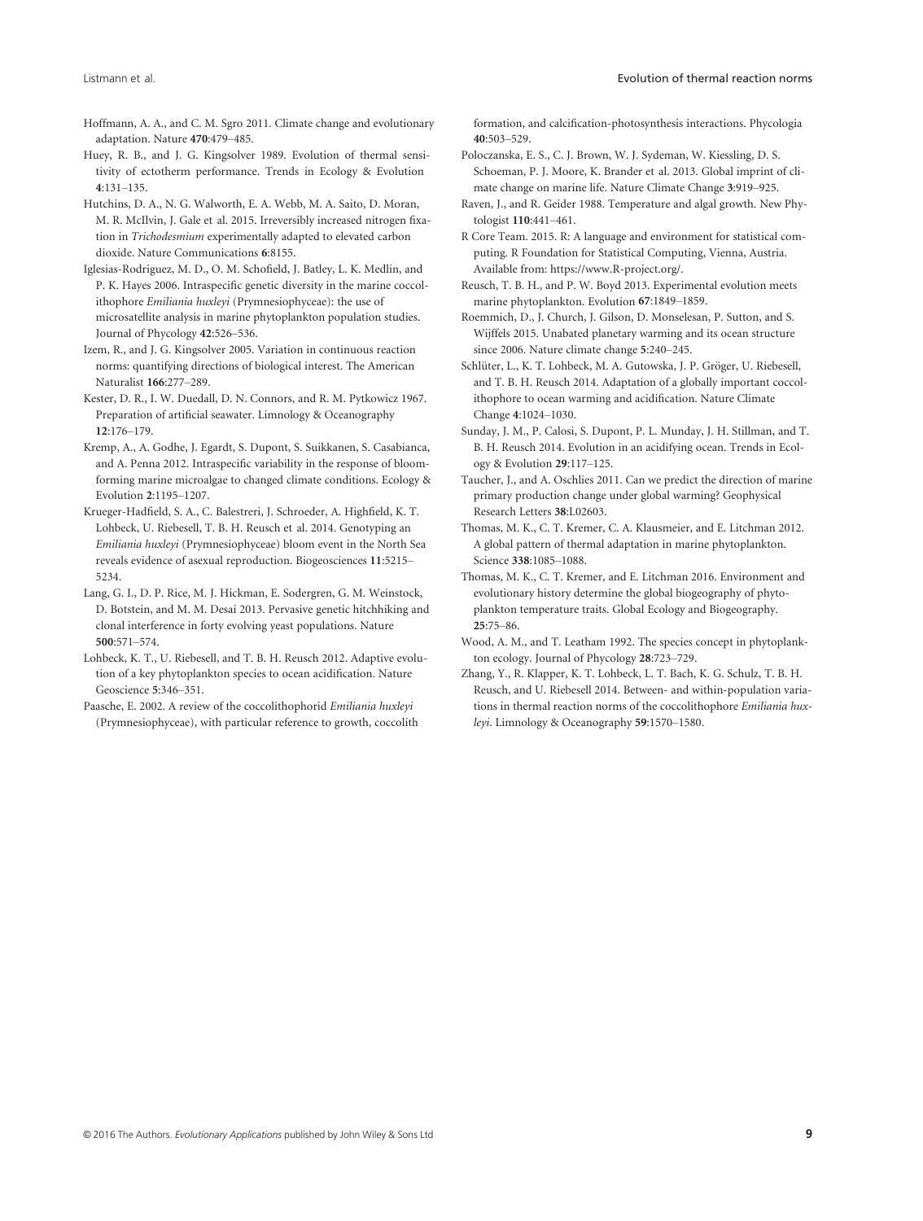Hoffmann, A. A., and C. M. Sgro 2011. Climate change and evolutionary adaptation. Nature **470**:479–485.

Huey, R. B., and J. G. Kingsolver 1989. Evolution of thermal sensitivity of ectotherm performance. Trends in Ecology & Evolution **4**:131–135.

Hutchins, D. A., N. G. Walworth, E. A. Webb, M. A. Saito, D. Moran, M. R. McIlvin, J. Gale et al. 2015. Irreversibly increased nitrogen fixation in *Trichodesmium* experimentally adapted to elevated carbon dioxide. Nature Communications **6**:8155.

Iglesias-Rodriguez, M. D., O. M. Schofield, J. Batley, L. K. Medlin, and P. K. Hayes 2006. Intraspecific genetic diversity in the marine coccolithophore *Emiliania huxleyi* (Prymnesiophyceae): the use of microsatellite analysis in marine phytoplankton population studies. Journal of Phycology **42**:526–536.

Izem, R., and J. G. Kingsolver 2005. Variation in continuous reaction norms: quantifying directions of biological interest. The American Naturalist **166**:277–289.

Kester, D. R., I. W. Duedall, D. N. Connors, and R. M. Pytkowicz 1967. Preparation of artificial seawater. Limnology & Oceanography **12**:176–179.

Kremp, A., A. Godhe, J. Egardt, S. Dupont, S. Suikkanen, S. Casabianca, and A. Penna 2012. Intraspecific variability in the response of bloom-forming marine microalgae to changed climate conditions. Ecology & Evolution **2**:1195–1207.

Krueger-Hadfield, S. A., C. Balestreri, J. Schroeder, A. Highfield, K. T. Lohbeck, U. Riebesell, T. B. H. Reusch et al. 2014. Genotyping an *Emiliania huxleyi* (Prymnesiophyceae) bloom event in the North Sea reveals evidence of asexual reproduction. Biogeosciences **11**:5215–5234.

Lang, G. I., D. P. Rice, M. J. Hickman, E. Sodergren, G. M. Weinstock, D. Botstein, and M. M. Desai 2013. Pervasive genetic hitchhiking and clonal interference in forty evolving yeast populations. Nature **500**:571–574.

Lohbeck, K. T., U. Riebesell, and T. B. H. Reusch 2012. Adaptive evolution of a key phytoplankton species to ocean acidification. Nature Geoscience **5**:346–351.

Paasche, E. 2002. A review of the coccolithophorid *Emiliania huxleyi* (Prymnesiophyceae), with particular reference to growth, coccolith formation, and calcification-photosynthesis interactions. Phycologia **40**:503–529.

Poloczanska, E. S., C. J. Brown, W. J. Sydeman, W. Kiessling, D. S. Schoeman, P. J. Moore, K. Brander et al. 2013. Global imprint of climate change on marine life. Nature Climate Change **3**:919–925.

Raven, J., and R. Geider 1988. Temperature and algal growth. New Phytologist **110**:441–461.

R Core Team. 2015. R: A language and environment for statistical computing. R Foundation for Statistical Computing, Vienna, Austria. Available from: https://www.R-project.org/.

Reusch, T. B. H., and P. W. Boyd 2013. Experimental evolution meets marine phytoplankton. Evolution **67**:1849–1859.

Roemmich, D., J. Church, J. Gilson, D. Monselesan, P. Sutton, and S. Wijffels 2015. Unabated planetary warming and its ocean structure since 2006. Nature climate change **5**:240–245.

Schlüter, L., K. T. Lohbeck, M. A. Gutowska, J. P. Gröger, U. Riebesell, and T. B. H. Reusch 2014. Adaptation of a globally important coccolithophore to ocean warming and acidification. Nature Climate Change **4**:1024–1030.

Sunday, J. M., P. Calosi, S. Dupont, P. L. Munday, J. H. Stillman, and T. B. H. Reusch 2014. Evolution in an acidifying ocean. Trends in Ecology & Evolution **29**:117–125.

Taucher, J., and A. Oschlies 2011. Can we predict the direction of marine primary production change under global warming? Geophysical Research Letters **38**:L02603.

Thomas, M. K., C. T. Kremer, C. A. Klausmeier, and E. Litchman 2012. A global pattern of thermal adaptation in marine phytoplankton. Science **338**:1085–1088.

Thomas, M. K., C. T. Kremer, and E. Litchman 2016. Environment and evolutionary history determine the global biogeography of phytoplankton temperature traits. Global Ecology and Biogeography. **25**:75–86.

Wood, A. M., and T. Leatham 1992. The species concept in phytoplankton ecology. Journal of Phycology **28**:723–729.

Zhang, Y., R. Klapper, K. T. Lohbeck, L. T. Bach, K. G. Schulz, T. B. H. Reusch, and U. Riebesell 2014. Between- and within-population variations in thermal reaction norms of the coccolithophore *Emiliania huxleyi*. Limnology & Oceanography **59**:1570–1580.